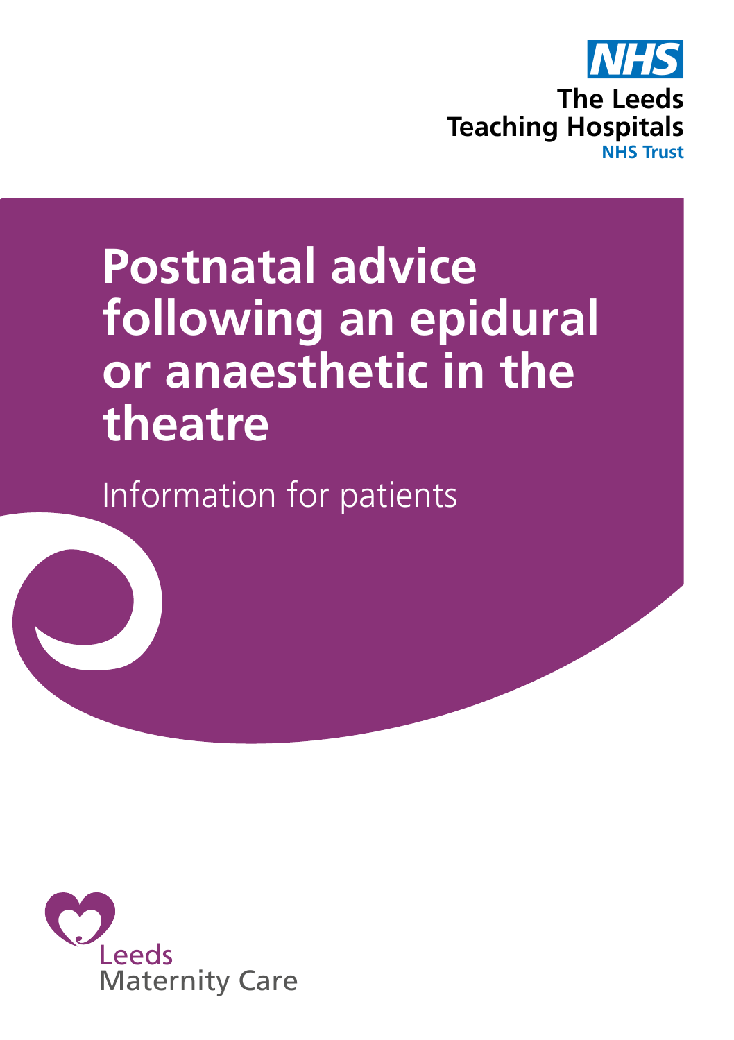NHS

The Leeds Teaching Hospitals
NHS Trust

# Postnatal advice following an epidural or anaesthetic in the theatre

Information for patients

Leeds
Maternity Care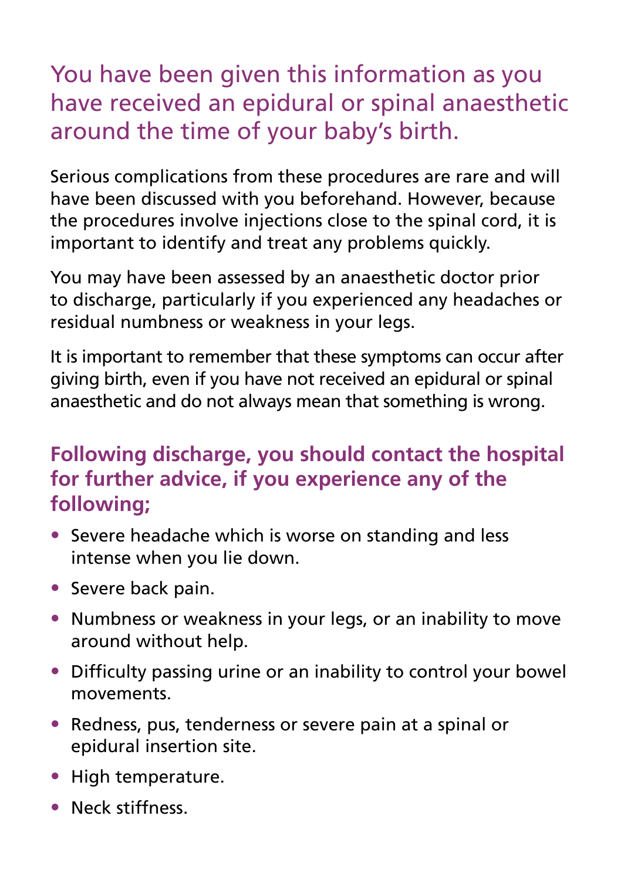## You have been given this information as you have received an epidural or spinal anaesthetic around the time of your baby's birth.

Serious complications from these procedures are rare and will have been discussed with you beforehand. However, because the procedures involve injections close to the spinal cord, it is important to identify and treat any problems quickly.

You may have been assessed by an anaesthetic doctor prior to discharge, particularly if you experienced any headaches or residual numbness or weakness in your legs.

It is important to remember that these symptoms can occur after giving birth, even if you have not received an epidural or spinal anaesthetic and do not always mean that something is wrong.

### Following discharge, you should contact the hospital for further advice, if you experience any of the following;

- Severe headache which is worse on standing and less intense when you lie down.
- Severe back pain.
- Numbness or weakness in your legs, or an inability to move around without help.
- Difficulty passing urine or an inability to control your bowel movements.
- Redness, pus, tenderness or severe pain at a spinal or epidural insertion site.
- High temperature.
- Neck stiffness.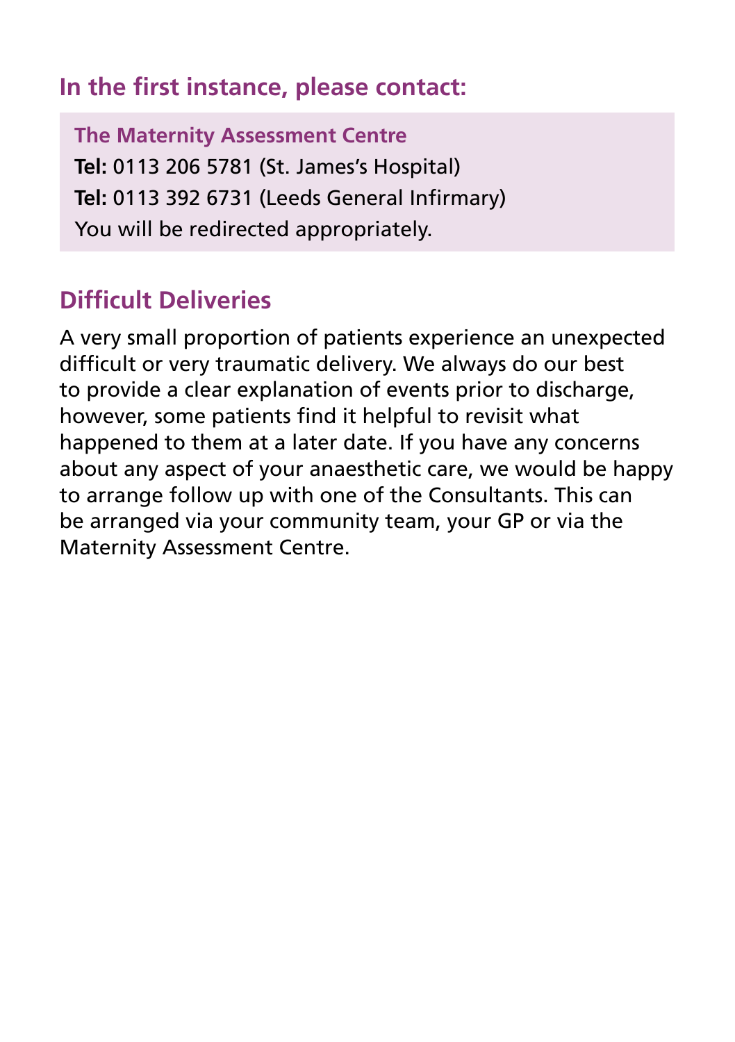## In the first instance, please contact:

**The Maternity Assessment Centre**
**Tel:** 0113 206 5781 (St. James's Hospital)
**Tel:** 0113 392 6731 (Leeds General Infirmary)
You will be redirected appropriately.

## Difficult Deliveries

A very small proportion of patients experience an unexpected difficult or very traumatic delivery. We always do our best to provide a clear explanation of events prior to discharge, however, some patients find it helpful to revisit what happened to them at a later date. If you have any concerns about any aspect of your anaesthetic care, we would be happy to arrange follow up with one of the Consultants. This can be arranged via your community team, your GP or via the Maternity Assessment Centre.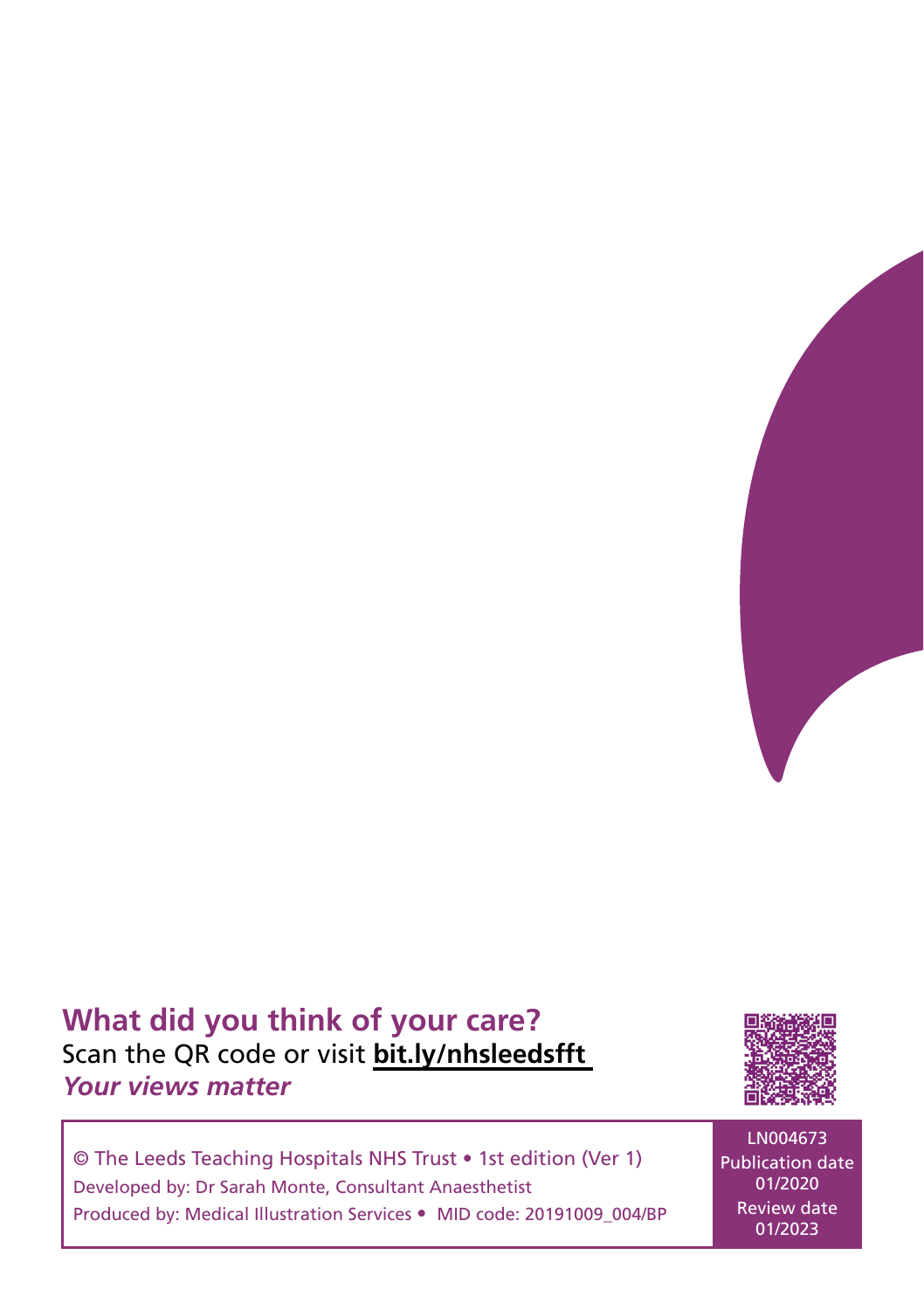## What did you think of your care?

Scan the QR code or visit **bit.ly/nhsleedsfft**

***Your views matter***

© The Leeds Teaching Hospitals NHS Trust • 1st edition (Ver 1)
Developed by: Dr Sarah Monte, Consultant Anaesthetist
Produced by: Medical Illustration Services • MID code: 20191009_004/BP

LN004673
Publication date
01/2020
Review date
01/2023